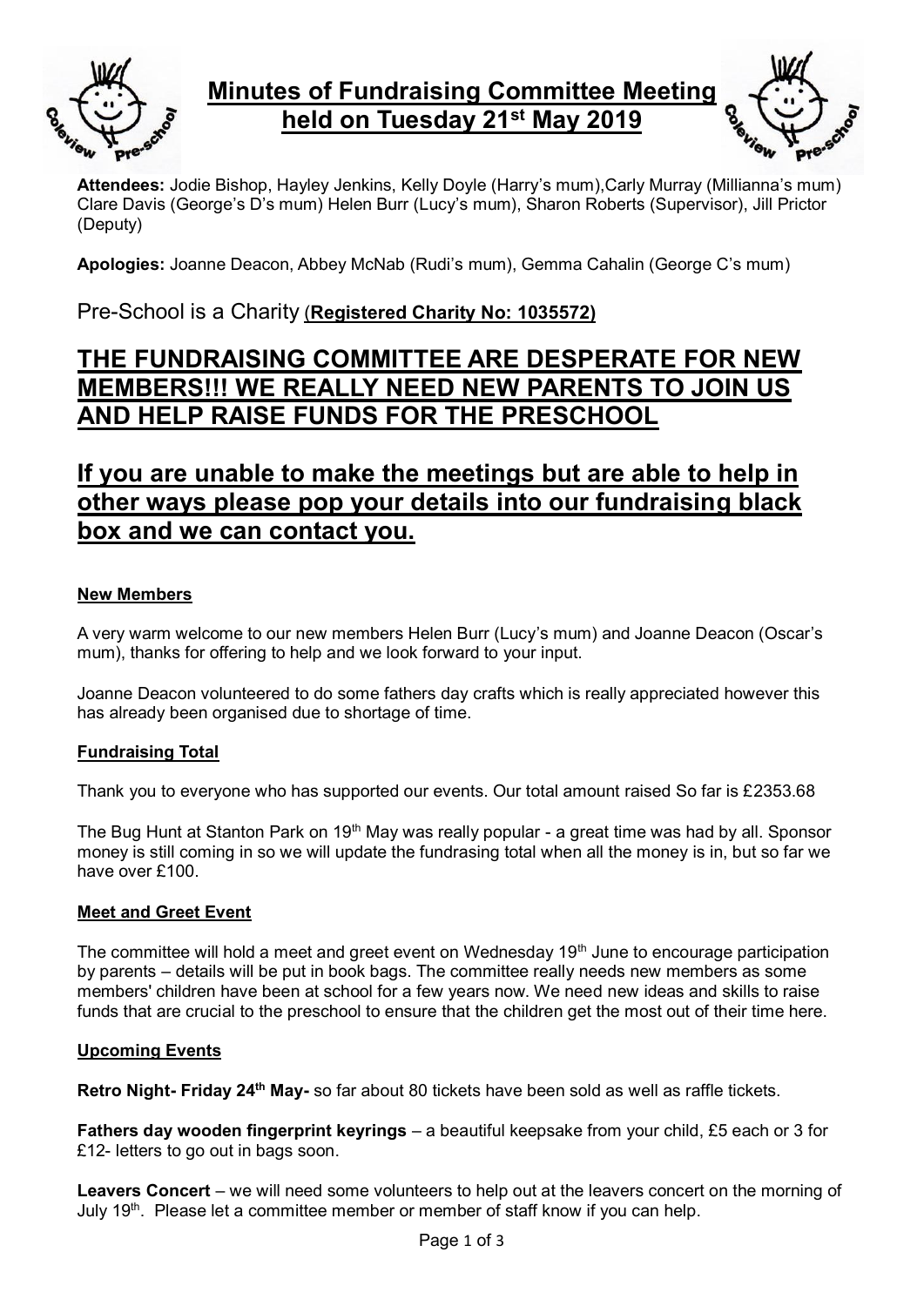# Minutes of Fundraising Committee Meeting held on Tuesday 21st May 2019

**Attendees:** Jodie Bishop, Hayley Jenkins, Kelly Doyle (Harry's mum),Carly Murray (Millianna's mum) Clare Davis (George's D's mum) Helen Burr (Lucy's mum), Sharon Roberts (Supervisor), Jill Prictor (Deputy)

**Apologies:** Joanne Deacon, Abbey McNab (Rudi's mum), Gemma Cahalin (George C's mum)

Pre-School is a Charity (**Registered Charity No: 1035572)**

## THE FUNDRAISING COMMITTEE ARE DESPERATE FOR NEW MEMBERS!!! WE REALLY NEED NEW PARENTS TO JOIN US AND HELP RAISE FUNDS FOR THE PRESCHOOL

## If you are unable to make the meetings but are able to help in other ways please pop your details into our fundraising black box and we can contact you.

### New Members

A very warm welcome to our new members Helen Burr (Lucy's mum) and Joanne Deacon (Oscar's mum), thanks for offering to help and we look forward to your input.

Joanne Deacon volunteered to do some fathers day crafts which is really appreciated however this has already been organised due to shortage of time.

### Fundraising Total

Thank you to everyone who has supported our events. Our total amount raised So far is £2353.68

The Bug Hunt at Stanton Park on 19th May was really popular - a great time was had by all. Sponsor money is still coming in so we will update the fundrasing total when all the money is in, but so far we have over £100.

### Meet and Greet Event

The committee will hold a meet and greet event on Wednesday 19th June to encourage participation by parents – details will be put in book bags. The committee really needs new members as some members' children have been at school for a few years now. We need new ideas and skills to raise funds that are crucial to the preschool to ensure that the children get the most out of their time here.

### Upcoming Events

**Retro Night- Friday 24th May-** so far about 80 tickets have been sold as well as raffle tickets.

**Fathers day wooden fingerprint keyrings** – a beautiful keepsake from your child, £5 each or 3 for £12- letters to go out in bags soon.

**Leavers Concert** – we will need some volunteers to help out at the leavers concert on the morning of July 19th. Please let a committee member or member of staff know if you can help.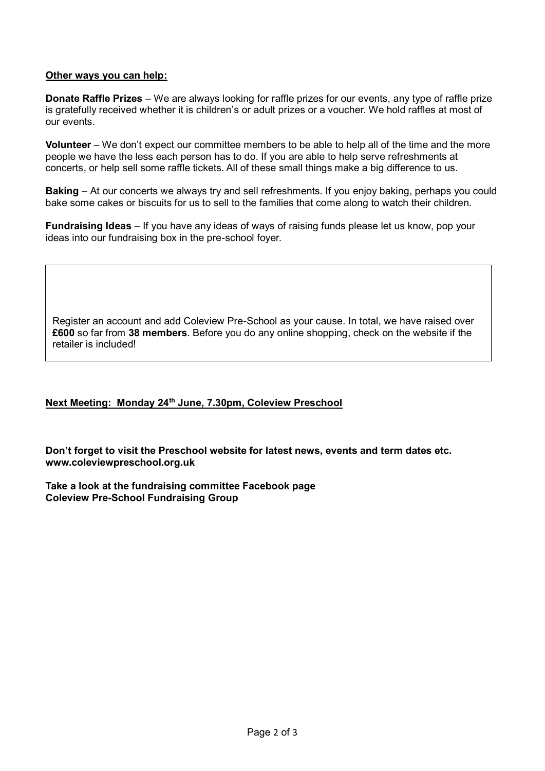**Other ways you can help:**

**Donate Raffle Prizes** – We are always looking for raffle prizes for our events, any type of raffle prize is gratefully received whether it is children's or adult prizes or a voucher. We hold raffles at most of our events.

**Volunteer** – We don't expect our committee members to be able to help all of the time and the more people we have the less each person has to do. If you are able to help serve refreshments at concerts, or help sell some raffle tickets. All of these small things make a big difference to us.

**Baking** – At our concerts we always try and sell refreshments. If you enjoy baking, perhaps you could bake some cakes or biscuits for us to sell to the families that come along to watch their children.

**Fundraising Ideas** – If you have any ideas of ways of raising funds please let us know, pop your ideas into our fundraising box in the pre-school foyer.

Register an account and add Coleview Pre-School as your cause. In total, we have raised over **£600** so far from **38 members**. Before you do any online shopping, check on the website if the retailer is included!

**Next Meeting: Monday 24th June, 7.30pm, Coleview Preschool**

**Don't forget to visit the Preschool website for latest news, events and term dates etc.**
**www.coleviewpreschool.org.uk**

**Take a look at the fundraising committee Facebook page**
**Coleview Pre-School Fundraising Group**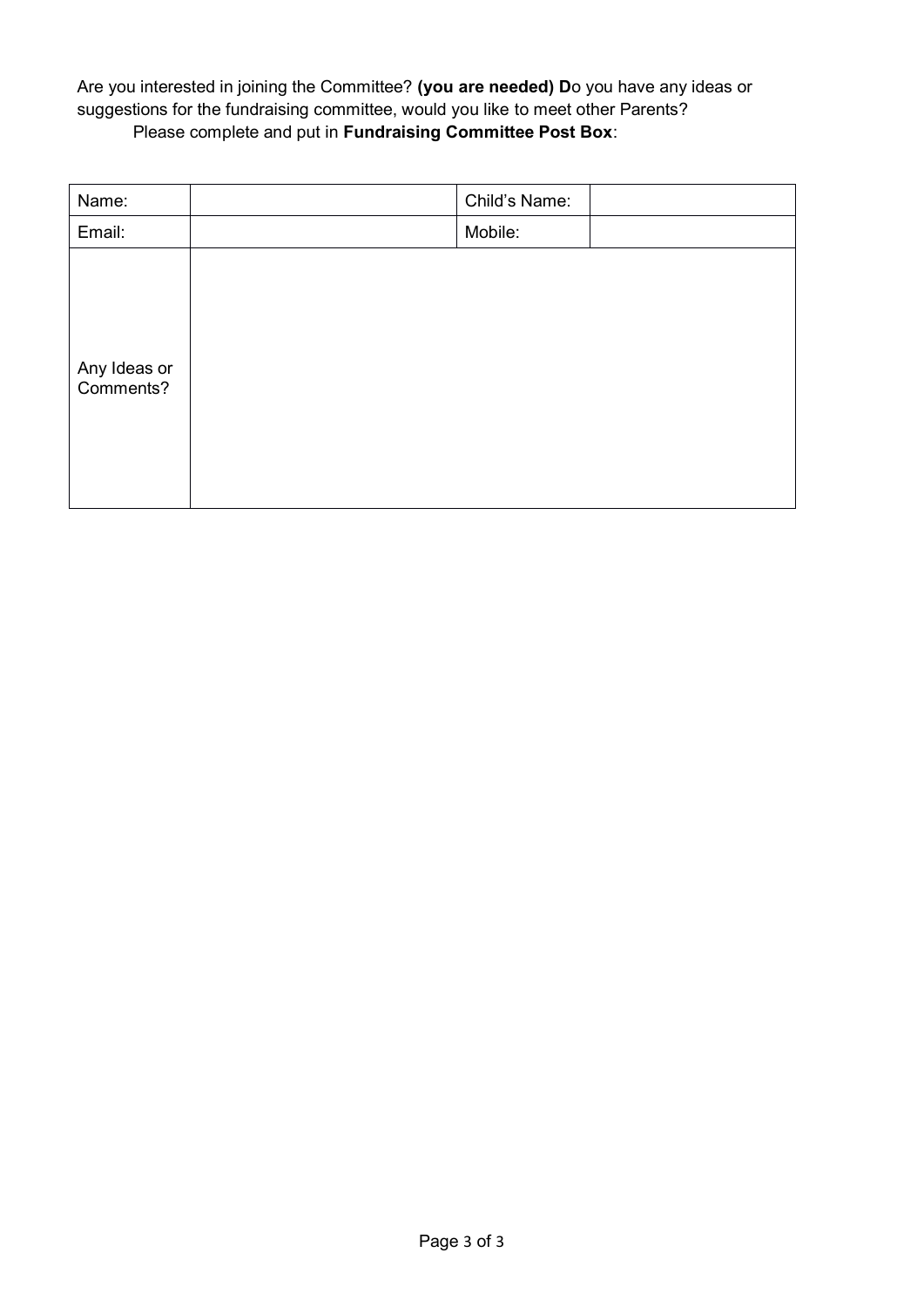Are you interested in joining the Committee? **(you are needed) D**o you have any ideas or suggestions for the fundraising committee, would you like to meet other Parents?

Please complete and put in **Fundraising Committee Post Box**:

| | | | |
|---|---|---|---|
| Name: | | Child's Name: | |
| Email: | | Mobile: | |
| Any Ideas or Comments? | | | |